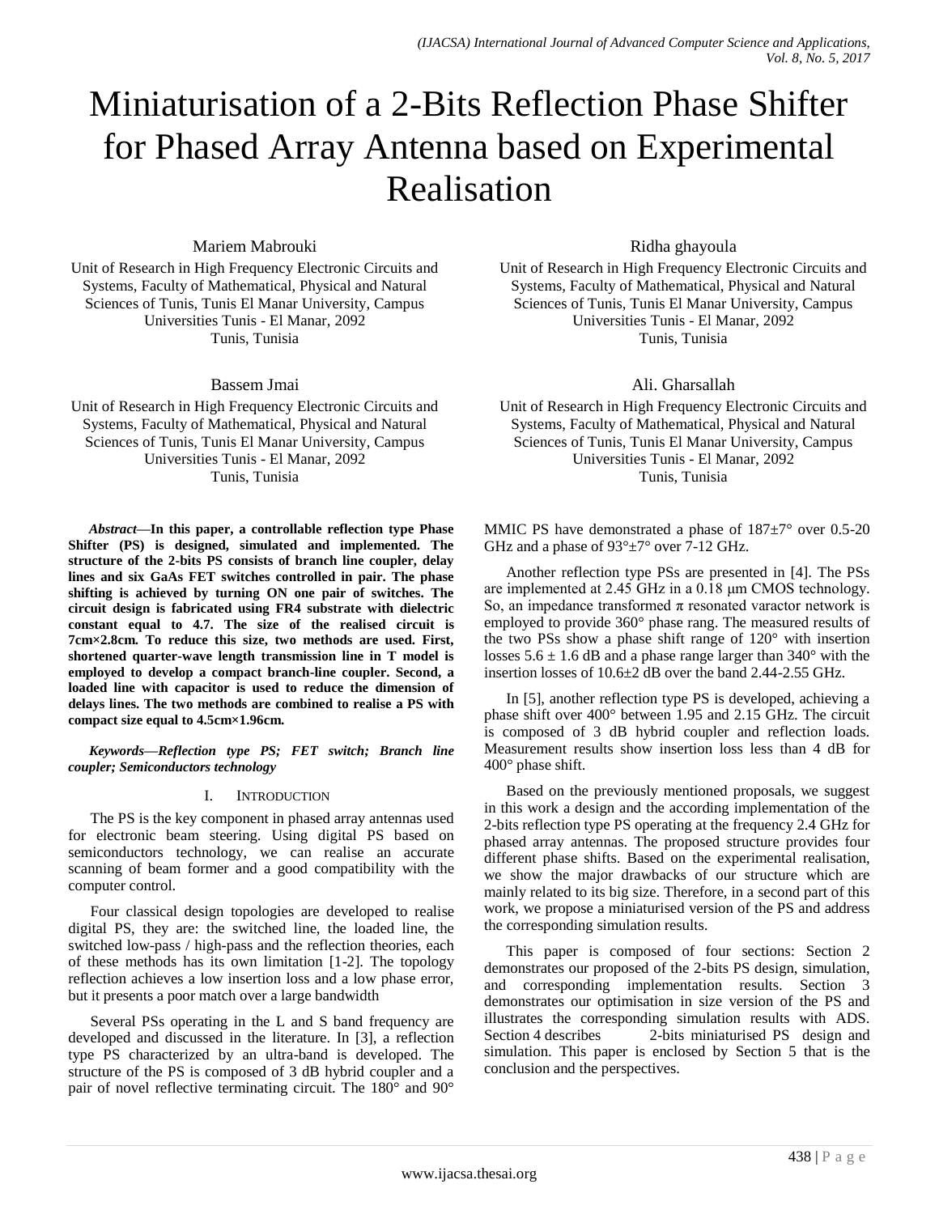# Miniaturisation of a 2-Bits Reflection Phase Shifter for Phased Array Antenna based on Experimental Realisation

Mariem Mabrouki
Unit of Research in High Frequency Electronic Circuits and Systems, Faculty of Mathematical, Physical and Natural Sciences of Tunis, Tunis El Manar University, Campus Universities Tunis - El Manar, 2092
Tunis, Tunisia

Ridha ghayoula
Unit of Research in High Frequency Electronic Circuits and Systems, Faculty of Mathematical, Physical and Natural Sciences of Tunis, Tunis El Manar University, Campus Universities Tunis - El Manar, 2092
Tunis, Tunisia

Bassem Jmai
Unit of Research in High Frequency Electronic Circuits and Systems, Faculty of Mathematical, Physical and Natural Sciences of Tunis, Tunis El Manar University, Campus Universities Tunis - El Manar, 2092
Tunis, Tunisia

Ali. Gharsallah
Unit of Research in High Frequency Electronic Circuits and Systems, Faculty of Mathematical, Physical and Natural Sciences of Tunis, Tunis El Manar University, Campus Universities Tunis - El Manar, 2092
Tunis, Tunisia

***Abstract*—In this paper, a controllable reflection type Phase Shifter (PS) is designed, simulated and implemented. The structure of the 2-bits PS consists of branch line coupler, delay lines and six GaAs FET switches controlled in pair. The phase shifting is achieved by turning ON one pair of switches. The circuit design is fabricated using FR4 substrate with dielectric constant equal to 4.7. The size of the realised circuit is 7cm×2.8cm. To reduce this size, two methods are used. First, shortened quarter-wave length transmission line in T model is employed to develop a compact branch-line coupler. Second, a loaded line with capacitor is used to reduce the dimension of delays lines. The two methods are combined to realise a PS with compact size equal to 4.5cm×1.96cm.**

***Keywords*—*Reflection type PS; FET switch; Branch line coupler; Semiconductors technology***

## I. Introduction

The PS is the key component in phased array antennas used for electronic beam steering. Using digital PS based on semiconductors technology, we can realise an accurate scanning of beam former and a good compatibility with the computer control.

Four classical design topologies are developed to realise digital PS, they are: the switched line, the loaded line, the switched low-pass / high-pass and the reflection theories, each of these methods has its own limitation [1-2]. The topology reflection achieves a low insertion loss and a low phase error, but it presents a poor match over a large bandwidth

Several PSs operating in the L and S band frequency are developed and discussed in the literature. In [3], a reflection type PS characterized by an ultra-band is developed. The structure of the PS is composed of 3 dB hybrid coupler and a pair of novel reflective terminating circuit. The 180° and 90° MMIC PS have demonstrated a phase of 187±7° over 0.5-20 GHz and a phase of 93°±7° over 7-12 GHz.

Another reflection type PSs are presented in [4]. The PSs are implemented at 2.45 GHz in a 0.18 μm CMOS technology. So, an impedance transformed π resonated varactor network is employed to provide 360° phase rang. The measured results of the two PSs show a phase shift range of 120° with insertion losses 5.6 ± 1.6 dB and a phase range larger than 340° with the insertion losses of 10.6±2 dB over the band 2.44-2.55 GHz.

In [5], another reflection type PS is developed, achieving a phase shift over 400° between 1.95 and 2.15 GHz. The circuit is composed of 3 dB hybrid coupler and reflection loads. Measurement results show insertion loss less than 4 dB for 400° phase shift.

Based on the previously mentioned proposals, we suggest in this work a design and the according implementation of the 2-bits reflection type PS operating at the frequency 2.4 GHz for phased array antennas. The proposed structure provides four different phase shifts. Based on the experimental realisation, we show the major drawbacks of our structure which are mainly related to its big size. Therefore, in a second part of this work, we propose a miniaturised version of the PS and address the corresponding simulation results.

This paper is composed of four sections: Section 2 demonstrates our proposed of the 2-bits PS design, simulation, and corresponding implementation results. Section 3 demonstrates our optimisation in size version of the PS and illustrates the corresponding simulation results with ADS. Section 4 describes 2-bits miniaturised PS design and simulation. This paper is enclosed by Section 5 that is the conclusion and the perspectives.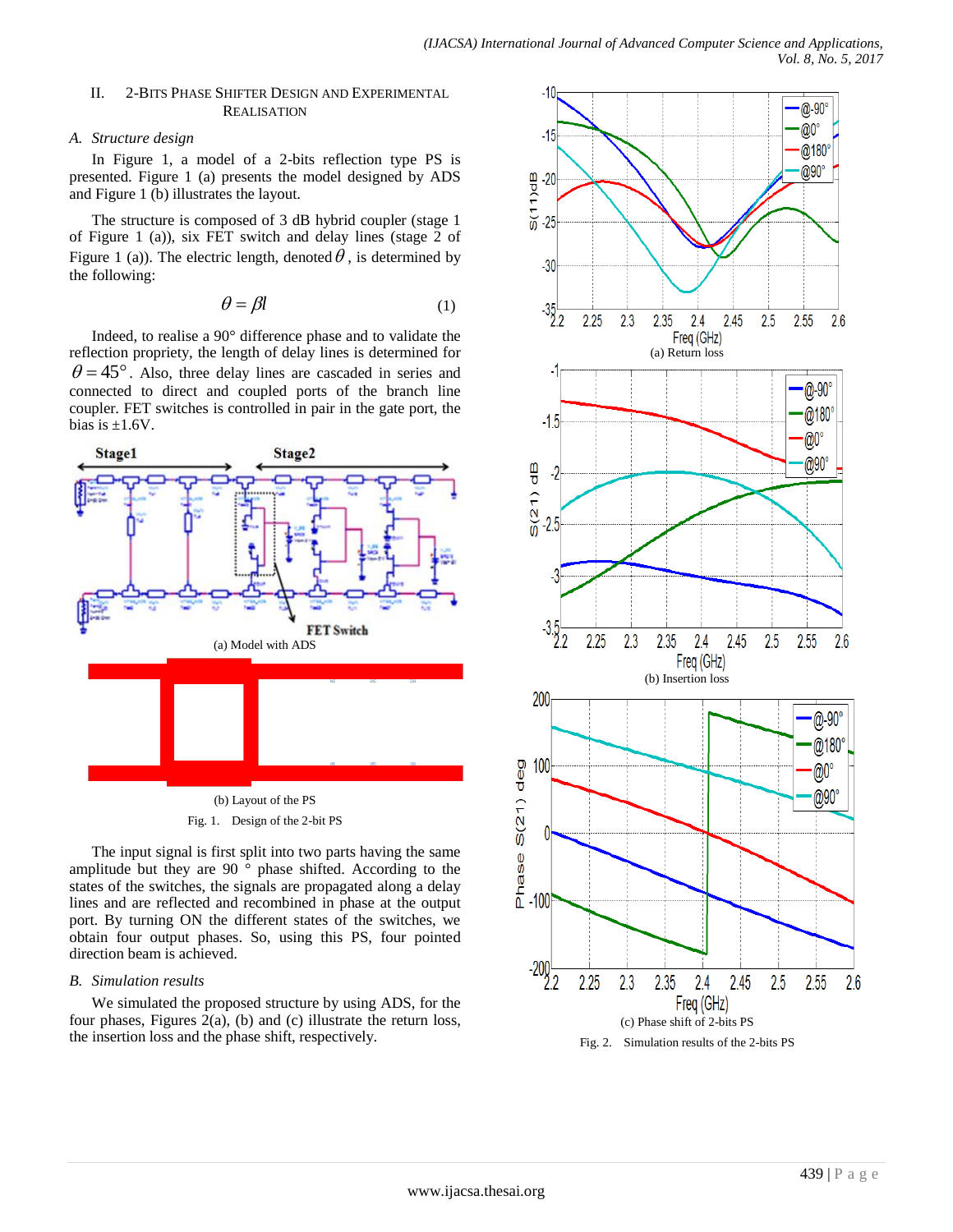## II. 2-Bits Phase Shifter Design and Experimental Realisation

### A. Structure design

In Figure 1, a model of a 2-bits reflection type PS is presented. Figure 1 (a) presents the model designed by ADS and Figure 1 (b) illustrates the layout.

The structure is composed of 3 dB hybrid coupler (stage 1 of Figure 1 (a)), six FET switch and delay lines (stage 2 of Figure 1 (a)). The electric length, denoted $\theta$, is determined by the following:

$$\theta = \beta l \tag{1}$$

Indeed, to realise a 90° difference phase and to validate the reflection propriety, the length of delay lines is determined for $\theta = 45°$. Also, three delay lines are cascaded in series and connected to direct and coupled ports of the branch line coupler. FET switches is controlled in pair in the gate port, the bias is ±1.6V.

(a) Model with ADS

(b) Layout of the PS

Fig. 1. Design of the 2-bit PS

The input signal is first split into two parts having the same amplitude but they are 90 ° phase shifted. According to the states of the switches, the signals are propagated along a delay lines and are reflected and recombined in phase at the output port. By turning ON the different states of the switches, we obtain four output phases. So, using this PS, four pointed direction beam is achieved.

### B. Simulation results

We simulated the proposed structure by using ADS, for the four phases, Figures 2(a), (b) and (c) illustrate the return loss, the insertion loss and the phase shift, respectively.

(a) Return loss

(b) Insertion loss

(c) Phase shift of 2-bits PS

Fig. 2. Simulation results of the 2-bits PS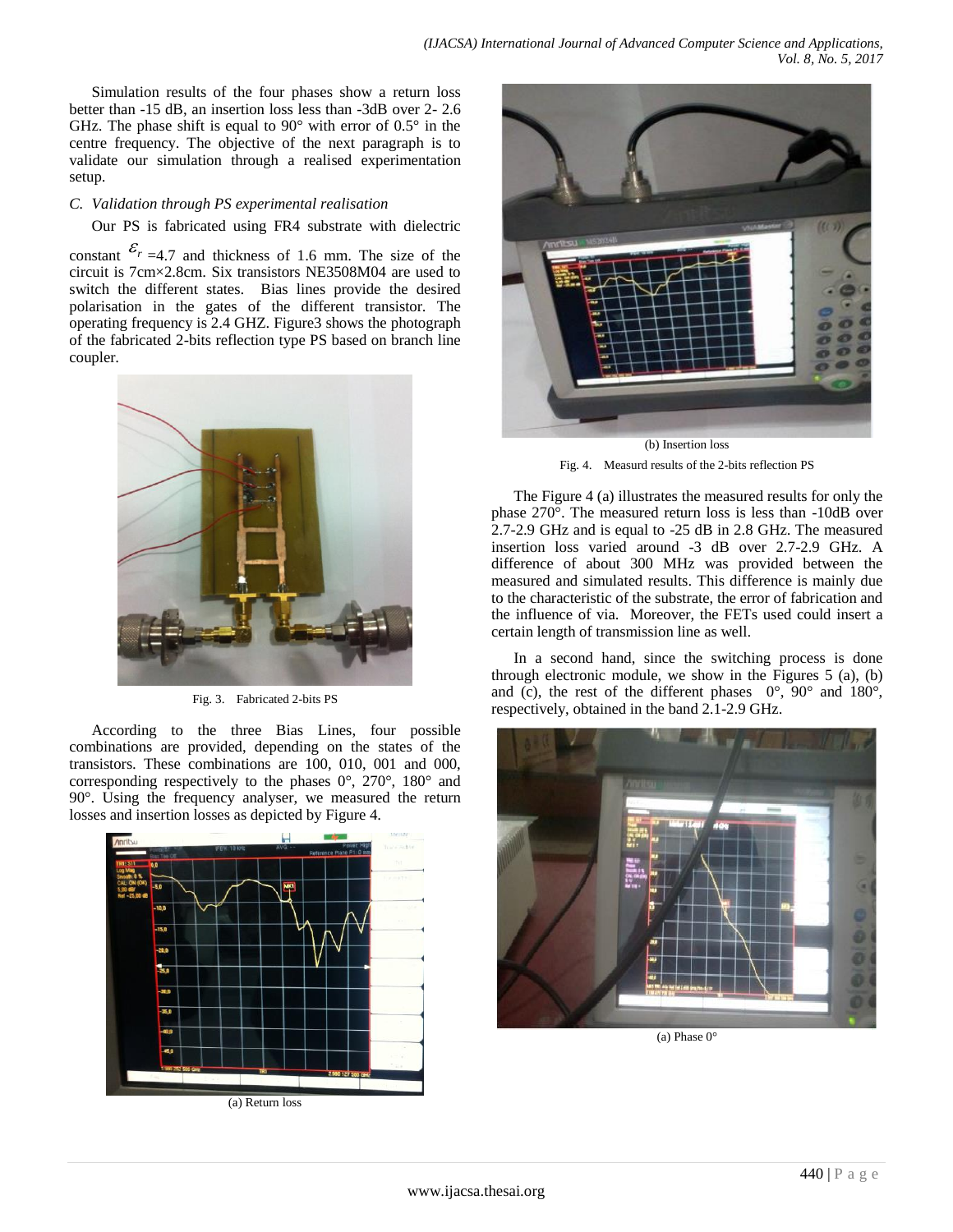Simulation results of the four phases show a return loss better than -15 dB, an insertion loss less than -3dB over 2- 2.6 GHz. The phase shift is equal to 90° with error of 0.5° in the centre frequency. The objective of the next paragraph is to validate our simulation through a realised experimentation setup.

### *C. Validation through PS experimental realisation*

Our PS is fabricated using FR4 substrate with dielectric constant $\varepsilon_r$ =4.7 and thickness of 1.6 mm. The size of the circuit is 7cm×2.8cm. Six transistors NE3508M04 are used to switch the different states. Bias lines provide the desired polarisation in the gates of the different transistor. The operating frequency is 2.4 GHZ. Figure3 shows the photograph of the fabricated 2-bits reflection type PS based on branch line coupler.

Fig. 3. Fabricated 2-bits PS

According to the three Bias Lines, four possible combinations are provided, depending on the states of the transistors. These combinations are 100, 010, 001 and 000, corresponding respectively to the phases 0°, 270°, 180° and 90°. Using the frequency analyser, we measured the return losses and insertion losses as depicted by Figure 4.

(a) Return loss

(b) Insertion loss

Fig. 4. Measurd results of the 2-bits reflection PS

The Figure 4 (a) illustrates the measured results for only the phase 270°. The measured return loss is less than -10dB over 2.7-2.9 GHz and is equal to -25 dB in 2.8 GHz. The measured insertion loss varied around -3 dB over 2.7-2.9 GHz. A difference of about 300 MHz was provided between the measured and simulated results. This difference is mainly due to the characteristic of the substrate, the error of fabrication and the influence of via. Moreover, the FETs used could insert a certain length of transmission line as well.

In a second hand, since the switching process is done through electronic module, we show in the Figures 5 (a), (b) and (c), the rest of the different phases 0°, 90° and 180°, respectively, obtained in the band 2.1-2.9 GHz.

(a) Phase 0°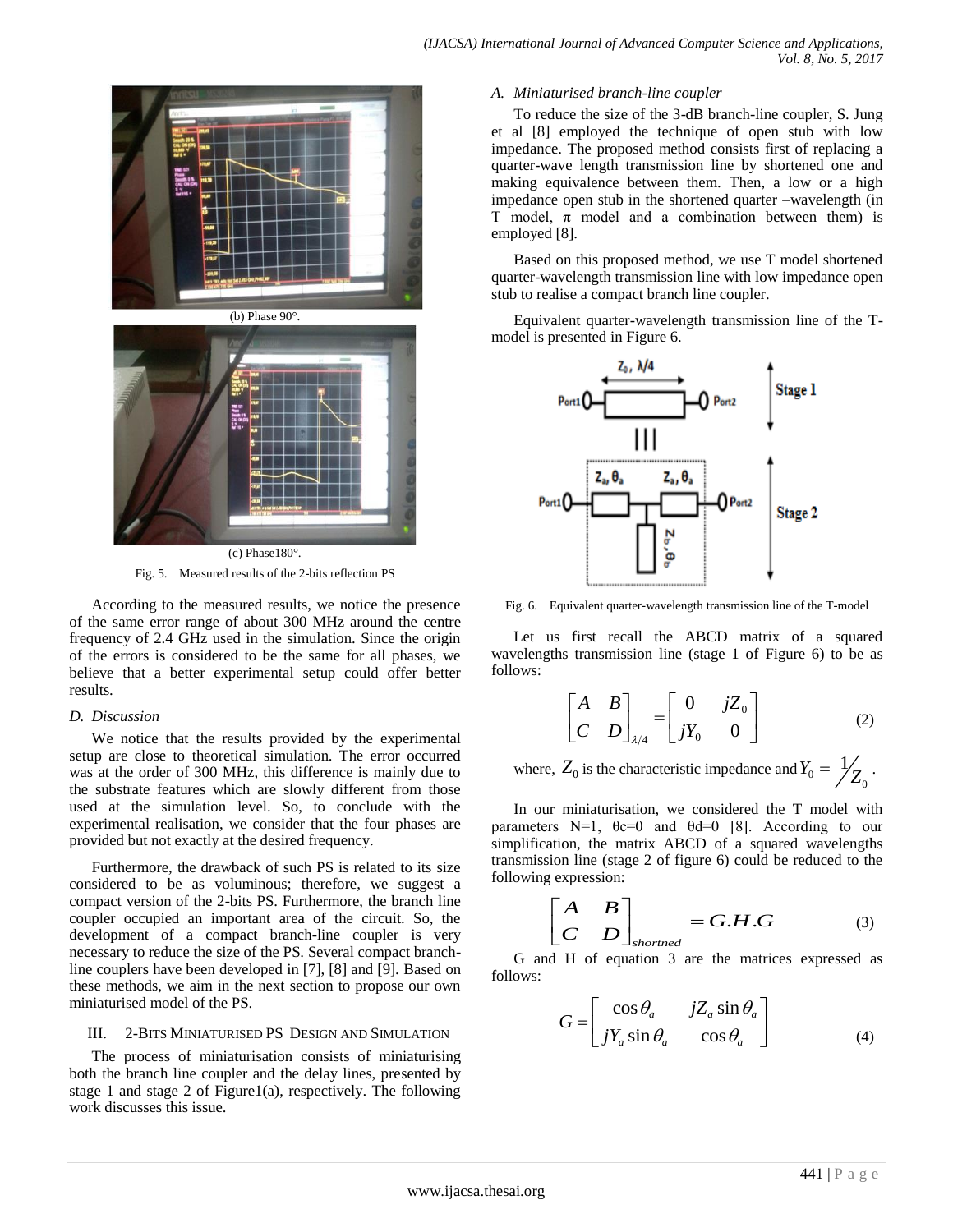(b) Phase 90°.

(c) Phase180°.

Fig. 5. Measured results of the 2-bits reflection PS

According to the measured results, we notice the presence of the same error range of about 300 MHz around the centre frequency of 2.4 GHz used in the simulation. Since the origin of the errors is considered to be the same for all phases, we believe that a better experimental setup could offer better results.

### D. Discussion

We notice that the results provided by the experimental setup are close to theoretical simulation. The error occurred was at the order of 300 MHz, this difference is mainly due to the substrate features which are slowly different from those used at the simulation level. So, to conclude with the experimental realisation, we consider that the four phases are provided but not exactly at the desired frequency.

Furthermore, the drawback of such PS is related to its size considered to be as voluminous; therefore, we suggest a compact version of the 2-bits PS. Furthermore, the branch line coupler occupied an important area of the circuit. So, the development of a compact branch-line coupler is very necessary to reduce the size of the PS. Several compact branch-line couplers have been developed in [7], [8] and [9]. Based on these methods, we aim in the next section to propose our own miniaturised model of the PS.

## III. 2-Bits Miniaturised PS Design and Simulation

The process of miniaturisation consists of miniaturising both the branch line coupler and the delay lines, presented by stage 1 and stage 2 of Figure1(a), respectively. The following work discusses this issue.

### A. Miniaturised branch-line coupler

To reduce the size of the 3-dB branch-line coupler, S. Jung et al [8] employed the technique of open stub with low impedance. The proposed method consists first of replacing a quarter-wave length transmission line by shortened one and making equivalence between them. Then, a low or a high impedance open stub in the shortened quarter –wavelength (in T model, π model and a combination between them) is employed [8].

Based on this proposed method, we use T model shortened quarter-wavelength transmission line with low impedance open stub to realise a compact branch line coupler.

Equivalent quarter-wavelength transmission line of the T-model is presented in Figure 6.

Fig. 6. Equivalent quarter-wavelength transmission line of the T-model

Let us first recall the ABCD matrix of a squared wavelengths transmission line (stage 1 of Figure 6) to be as follows:

$$\begin{bmatrix} A & B \\ C & D \end{bmatrix}_{\lambda/4} = \begin{bmatrix} 0 & jZ_0 \\ jY_0 & 0 \end{bmatrix} \tag{2}$$

where, $Z_0$ is the characteristic impedance and $Y_0 = {}^{1}\!/_{Z_0}$.

In our miniaturisation, we considered the T model with parameters N=1, θc=0 and θd=0 [8]. According to our simplification, the matrix ABCD of a squared wavelengths transmission line (stage 2 of figure 6) could be reduced to the following expression:

$$\begin{bmatrix} A & B \\ C & D \end{bmatrix}_{shortned} = G.H.G \tag{3}$$

G and H of equation 3 are the matrices expressed as follows:

$$G = \begin{bmatrix} \cos\theta_a & jZ_a \sin\theta_a \\ jY_a \sin\theta_a & \cos\theta_a \end{bmatrix} \tag{4}$$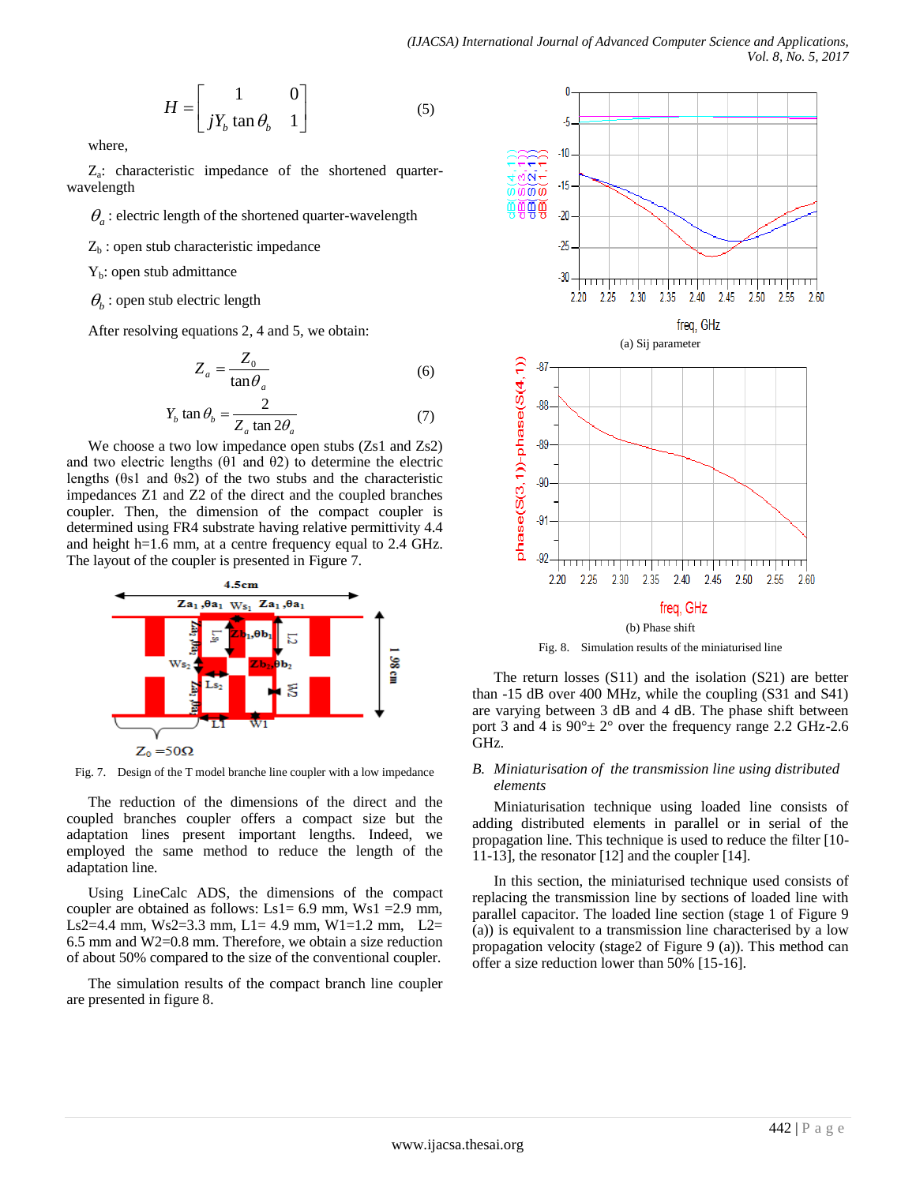$$H = \begin{bmatrix} 1 & 0 \\ jY_b \tan\theta_b & 1 \end{bmatrix} \quad (5)$$

where,

$Z_a$: characteristic impedance of the shortened quarter-wavelength

$\theta_a$ : electric length of the shortened quarter-wavelength

$Z_b$ : open stub characteristic impedance

$Y_b$: open stub admittance

$\theta_b$ : open stub electric length

After resolving equations 2, 4 and 5, we obtain:

$$Z_a = \frac{Z_0}{\tan\theta_a} \quad (6)$$

$$Y_b \tan\theta_b = \frac{2}{Z_a \tan 2\theta_a} \quad (7)$$

We choose a two low impedance open stubs (Zs1 and Zs2) and two electric lengths (θ1 and θ2) to determine the electric lengths (θs1 and θs2) of the two stubs and the characteristic impedances Z1 and Z2 of the direct and the coupled branches coupler. Then, the dimension of the compact coupler is determined using FR4 substrate having relative permittivity 4.4 and height h=1.6 mm, at a centre frequency equal to 2.4 GHz. The layout of the coupler is presented in Figure 7.

Fig. 7. Design of the T model branche line coupler with a low impedance

The reduction of the dimensions of the direct and the coupled branches coupler offers a compact size but the adaptation lines present important lengths. Indeed, we employed the same method to reduce the length of the adaptation line.

Using LineCalc ADS, the dimensions of the compact coupler are obtained as follows: Ls1= 6.9 mm, Ws1 =2.9 mm, Ls2=4.4 mm, Ws2=3.3 mm, L1= 4.9 mm, W1=1.2 mm, L2= 6.5 mm and W2=0.8 mm. Therefore, we obtain a size reduction of about 50% compared to the size of the conventional coupler.

The simulation results of the compact branch line coupler are presented in figure 8.

(a) Sij parameter

(b) Phase shift

Fig. 8. Simulation results of the miniaturised line

The return losses (S11) and the isolation (S21) are better than -15 dB over 400 MHz, while the coupling (S31 and S41) are varying between 3 dB and 4 dB. The phase shift between port 3 and 4 is 90°± 2° over the frequency range 2.2 GHz-2.6 GHz.

### *B. Miniaturisation of the transmission line using distributed elements*

Miniaturisation technique using loaded line consists of adding distributed elements in parallel or in serial of the propagation line. This technique is used to reduce the filter [10-11-13], the resonator [12] and the coupler [14].

In this section, the miniaturised technique used consists of replacing the transmission line by sections of loaded line with parallel capacitor. The loaded line section (stage 1 of Figure 9 (a)) is equivalent to a transmission line characterised by a low propagation velocity (stage2 of Figure 9 (a)). This method can offer a size reduction lower than 50% [15-16].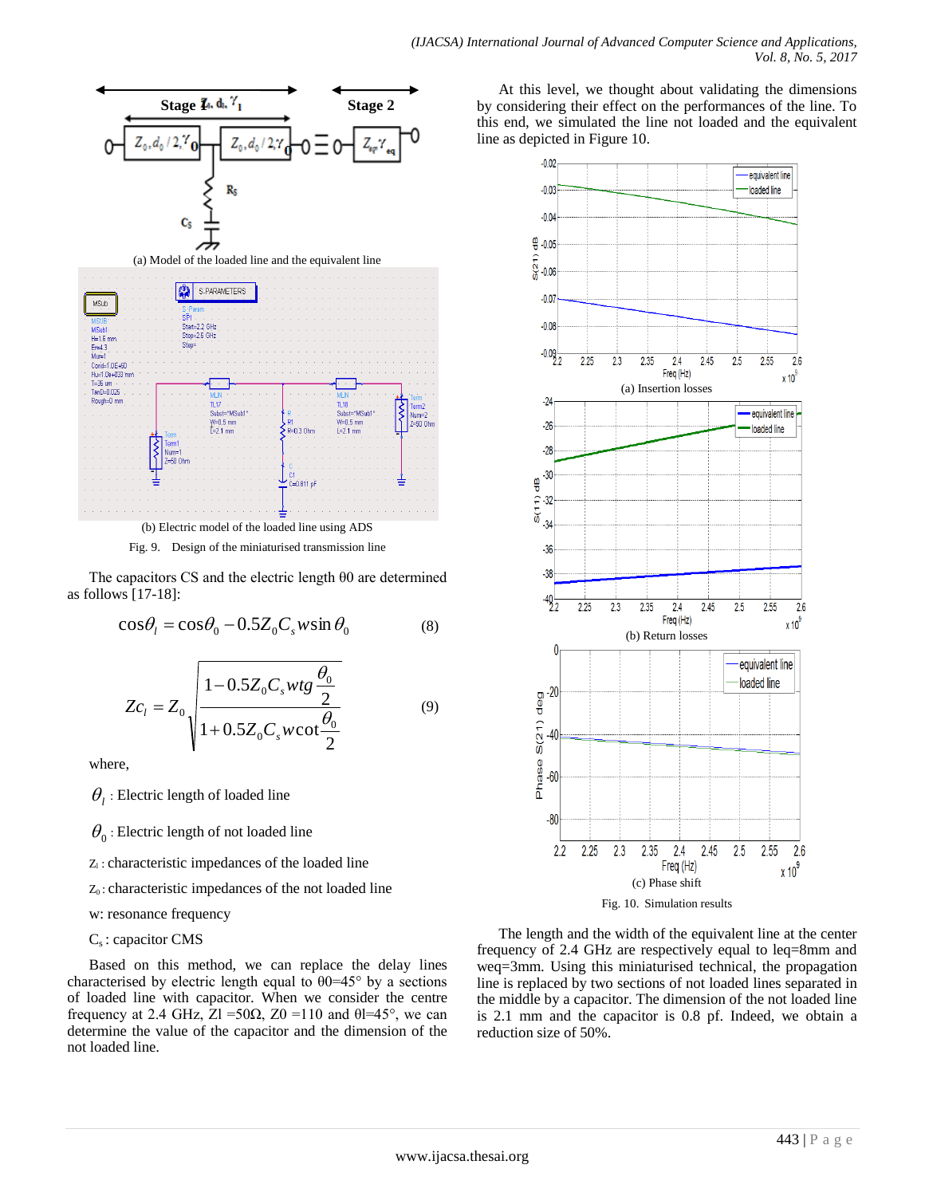(a) Model of the loaded line and the equivalent line

(b) Electric model of the loaded line using ADS

Fig. 9. Design of the miniaturised transmission line

The capacitors CS and the electric length θ0 are determined as follows [17-18]:

$$\cos\theta_l = \cos\theta_0 - 0.5 Z_0 C_s w \sin\theta_0 \qquad (8)$$

$$Zc_l = Z_0 \sqrt{\frac{1 - 0.5 Z_0 C_s w tg\frac{\theta_0}{2}}{1 + 0.5 Z_0 C_s w \cot\frac{\theta_0}{2}}} \qquad (9)$$

where,

$\theta_l$ : Electric length of loaded line

$\theta_0$ : Electric length of not loaded line

$Z_l$ : characteristic impedances of the loaded line

$Z_0$ : characteristic impedances of the not loaded line

w: resonance frequency

$C_s$ : capacitor CMS

Based on this method, we can replace the delay lines characterised by electric length equal to θ0=45° by a sections of loaded line with capacitor. When we consider the centre frequency at 2.4 GHz, Zl =50Ω, Z0 =110 and θl=45°, we can determine the value of the capacitor and the dimension of the not loaded line.

At this level, we thought about validating the dimensions by considering their effect on the performances of the line. To this end, we simulated the line not loaded and the equivalent line as depicted in Figure 10.

(a) Insertion losses

(b) Return losses

(c) Phase shift

Fig. 10. Simulation results

The length and the width of the equivalent line at the center frequency of 2.4 GHz are respectively equal to leq=8mm and weq=3mm. Using this miniaturised technical, the propagation line is replaced by two sections of not loaded lines separated in the middle by a capacitor. The dimension of the not loaded line is 2.1 mm and the capacitor is 0.8 pf. Indeed, we obtain a reduction size of 50%.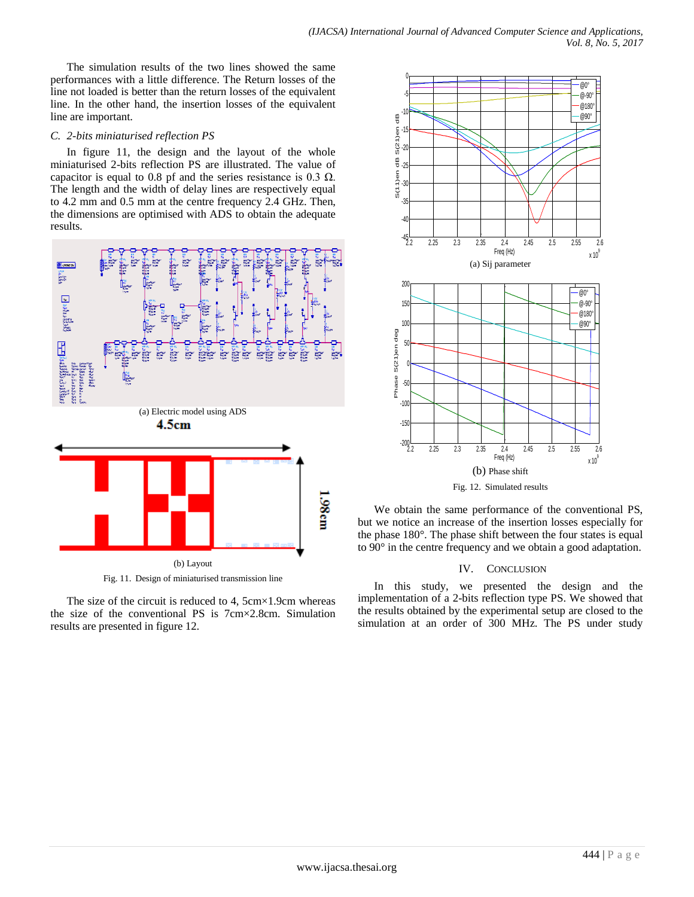The simulation results of the two lines showed the same performances with a little difference. The Return losses of the line not loaded is better than the return losses of the equivalent line. In the other hand, the insertion losses of the equivalent line are important.

### C. 2-bits miniaturised reflection PS

In figure 11, the design and the layout of the whole miniaturised 2-bits reflection PS are illustrated. The value of capacitor is equal to 0.8 pf and the series resistance is 0.3 Ω. The length and the width of delay lines are respectively equal to 4.2 mm and 0.5 mm at the centre frequency 2.4 GHz. Then, the dimensions are optimised with ADS to obtain the adequate results.

(a) Electric model using ADS

(b) Layout

Fig. 11. Design of miniaturised transmission line

The size of the circuit is reduced to 4, 5cm×1.9cm whereas the size of the conventional PS is 7cm×2.8cm. Simulation results are presented in figure 12.

(a) Sij parameter

(b) Phase shift

Fig. 12. Simulated results

We obtain the same performance of the conventional PS, but we notice an increase of the insertion losses especially for the phase 180°. The phase shift between the four states is equal to 90° in the centre frequency and we obtain a good adaptation.

## IV. Conclusion

In this study, we presented the design and the implementation of a 2-bits reflection type PS. We showed that the results obtained by the experimental setup are closed to the simulation at an order of 300 MHz. The PS under study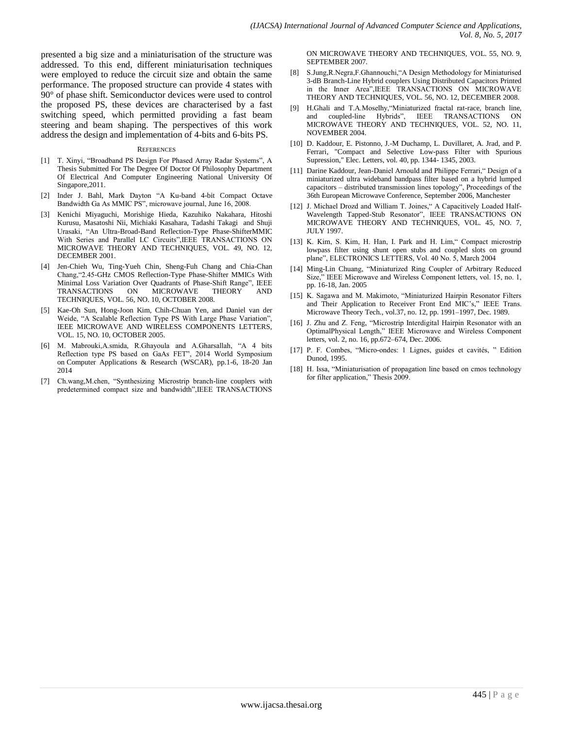presented a big size and a miniaturisation of the structure was addressed. To this end, different miniaturisation techniques were employed to reduce the circuit size and obtain the same performance. The proposed structure can provide 4 states with 90° of phase shift. Semiconductor devices were used to control the proposed PS, these devices are characterised by a fast switching speed, which permitted providing a fast beam steering and beam shaping. The perspectives of this work address the design and implementation of 4-bits and 6-bits PS.

## References

[1] T. Xinyi, "Broadband PS Design For Phased Array Radar Systems", A Thesis Submitted For The Degree Of Doctor Of Philosophy Department Of Electrical And Computer Engineering National University Of Singapore,2011.

[2] Inder J. Bahl, Mark Dayton "A Ku-band 4-bit Compact Octave Bandwidth Ga As MMIC PS", microwave journal, June 16, 2008.

[3] Kenichi Miyaguchi, Morishige Hieda, Kazuhiko Nakahara, Hitoshi Kurusu, Masatoshi Nii, Michiaki Kasahara, Tadashi Takagi and Shuji Urasaki, "An Ultra-Broad-Band Reflection-Type Phase-ShifterMMIC With Series and Parallel LC Circuits",IEEE TRANSACTIONS ON MICROWAVE THEORY AND TECHNIQUES, VOL. 49, NO. 12, DECEMBER 2001.

[4] Jen-Chieh Wu, Ting-Yueh Chin, Sheng-Fuh Chang and Chia-Chan Chang,"2.45-GHz CMOS Reflection-Type Phase-Shifter MMICs With Minimal Loss Variation Over Quadrants of Phase-Shift Range", IEEE TRANSACTIONS ON MICROWAVE THEORY AND TECHNIQUES, VOL. 56, NO. 10, OCTOBER 2008.

[5] Kae-Oh Sun, Hong-Joon Kim, Chih-Chuan Yen, and Daniel van der Weide, "A Scalable Reflection Type PS With Large Phase Variation", IEEE MICROWAVE AND WIRELESS COMPONENTS LETTERS, VOL. 15, NO. 10, OCTOBER 2005.

[6] M. Mabrouki,A.smida, R.Ghayoula and A.Gharsallah, "A 4 bits Reflection type PS based on GaAs FET", 2014 World Symposium on Computer Applications & Research (WSCAR), pp.1-6, 18-20 Jan 2014

[7] Ch.wang,M.chen, "Synthesizing Microstrip branch-line couplers with predetermined compact size and bandwidth",IEEE TRANSACTIONS ON MICROWAVE THEORY AND TECHNIQUES, VOL. 55, NO. 9, SEPTEMBER 2007.

[8] S.Jung,R.Negra,F.Ghannouchi,"A Design Methodology for Miniaturised 3-dB Branch-Line Hybrid couplers Using Distributed Capacitors Printed in the Inner Area",IEEE TRANSACTIONS ON MICROWAVE THEORY AND TECHNIQUES, VOL. 56, NO. 12, DECEMBER 2008.

[9] H.Ghali and T.A.Moselhy,"Miniaturized fractal rat-race, branch line, and coupled-line Hybrids", IEEE TRANSACTIONS ON MICROWAVE THEORY AND TECHNIQUES, VOL. 52, NO. 11, NOVEMBER 2004.

[10] D. Kaddour, E. Pistonno, J.-M Duchamp, L. Duvillaret, A. Jrad, and P. Ferrari, "Compact and Selective Low-pass Filter with Spurious Supression," Elec. Letters, vol. 40, pp. 1344- 1345, 2003.

[11] Darine Kaddour, Jean-Daniel Arnould and Philippe Ferrari," Design of a miniaturized ultra wideband bandpass filter based on a hybrid lumped capacitors – distributed transmission lines topology", Proceedings of the 36th European Microwave Conference, September 2006, Manchester

[12] J. Michael Drozd and William T. Joines," A Capacitively Loaded Half-Wavelength Tapped-Stub Resonator", IEEE TRANSACTIONS ON MICROWAVE THEORY AND TECHNIQUES, VOL. 45, NO. 7, JULY 1997.

[13] K. Kim, S. Kim, H. Han, I. Park and H. Lim," Compact microstrip lowpass filter using shunt open stubs and coupled slots on ground plane", ELECTRONICS LETTERS, Vol. 40 No. 5, March 2004

[14] Ming-Lin Chuang, "Miniaturized Ring Coupler of Arbitrary Reduced Size," IEEE Microwave and Wireless Component letters, vol. 15, no. 1, pp. 16-18, Jan. 2005

[15] K. Sagawa and M. Makimoto, "Miniaturized Hairpin Resonator Filters and Their Application to Receiver Front End MIC's," IEEE Trans. Microwave Theory Tech., vol.37, no. 12, pp. 1991–1997, Dec. 1989.

[16] J. Zhu and Z. Feng, "Microstrip Interdigital Hairpin Resonator with an OptimalPhysical Length," IEEE Microwave and Wireless Component letters, vol. 2, no. 16, pp.672–674, Dec. 2006.

[17] P. F. Combes, "Micro-ondes: 1 Lignes, guides et cavités, " Edition Dunod, 1995.

[18] H. Issa, "Miniaturisation of propagation line based on cmos technology for filter application," Thesis 2009.